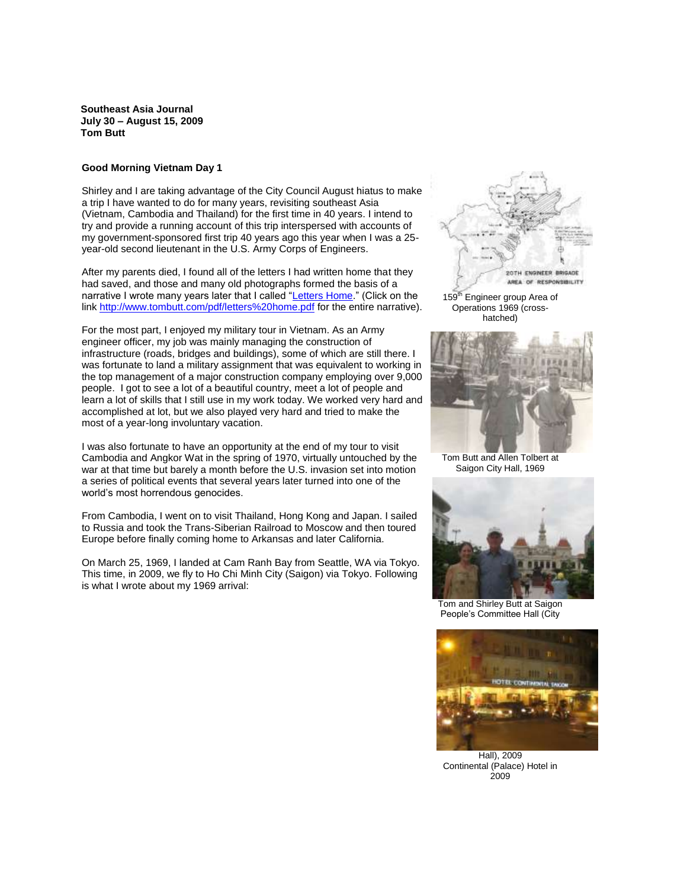**Southeast Asia Journal**
**July 30 – August 15, 2009**
**Tom Butt**

**Good Morning Vietnam Day 1**

Shirley and I are taking advantage of the City Council August hiatus to make a trip I have wanted to do for many years, revisiting southeast Asia (Vietnam, Cambodia and Thailand) for the first time in 40 years. I intend to try and provide a running account of this trip interspersed with accounts of my government-sponsored first trip 40 years ago this year when I was a 25-year-old second lieutenant in the U.S. Army Corps of Engineers.

After my parents died, I found all of the letters I had written home that they had saved, and those and many old photographs formed the basis of a narrative I wrote many years later that I called "[Letters Home](http://www.tombutt.com/pdf/letters%20home.pdf)." (Click on the link http://www.tombutt.com/pdf/letters%20home.pdf for the entire narrative).

For the most part, I enjoyed my military tour in Vietnam. As an Army engineer officer, my job was mainly managing the construction of infrastructure (roads, bridges and buildings), some of which are still there. I was fortunate to land a military assignment that was equivalent to working in the top management of a major construction company employing over 9,000 people. I got to see a lot of a beautiful country, meet a lot of people and learn a lot of skills that I still use in my work today. We worked very hard and accomplished at lot, but we also played very hard and tried to make the most of a year-long involuntary vacation.

I was also fortunate to have an opportunity at the end of my tour to visit Cambodia and Angkor Wat in the spring of 1970, virtually untouched by the war at that time but barely a month before the U.S. invasion set into motion a series of political events that several years later turned into one of the world's most horrendous genocides.

From Cambodia, I went on to visit Thailand, Hong Kong and Japan. I sailed to Russia and took the Trans-Siberian Railroad to Moscow and then toured Europe before finally coming home to Arkansas and later California.

On March 25, 1969, I landed at Cam Ranh Bay from Seattle, WA via Tokyo. This time, in 2009, we fly to Ho Chi Minh City (Saigon) via Tokyo. Following is what I wrote about my 1969 arrival:

159th Engineer group Area of Operations 1969 (cross-hatched)

Tom Butt and Allen Tolbert at Saigon City Hall, 1969

Tom and Shirley Butt at Saigon People's Committee Hall (City Hall), 2009

Continental (Palace) Hotel in 2009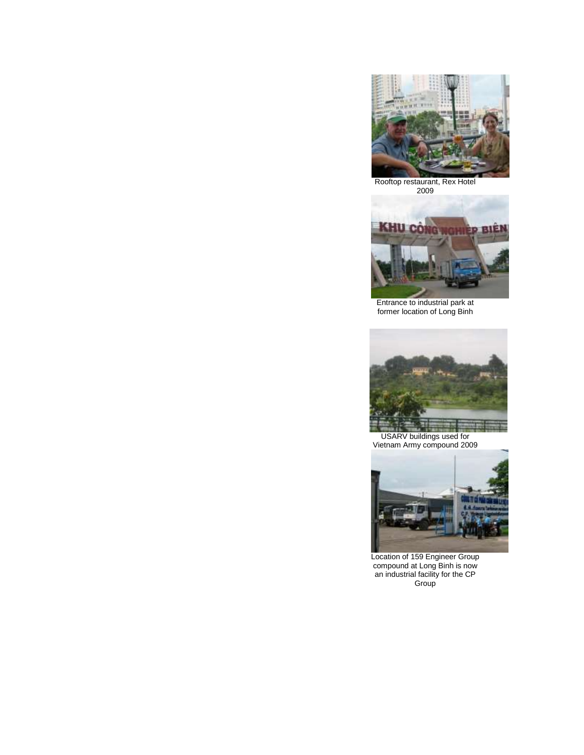Rooftop restaurant, Rex Hotel 2009

Entrance to industrial park at former location of Long Binh

USARV buildings used for Vietnam Army compound 2009

Location of 159 Engineer Group compound at Long Binh is now an industrial facility for the CP Group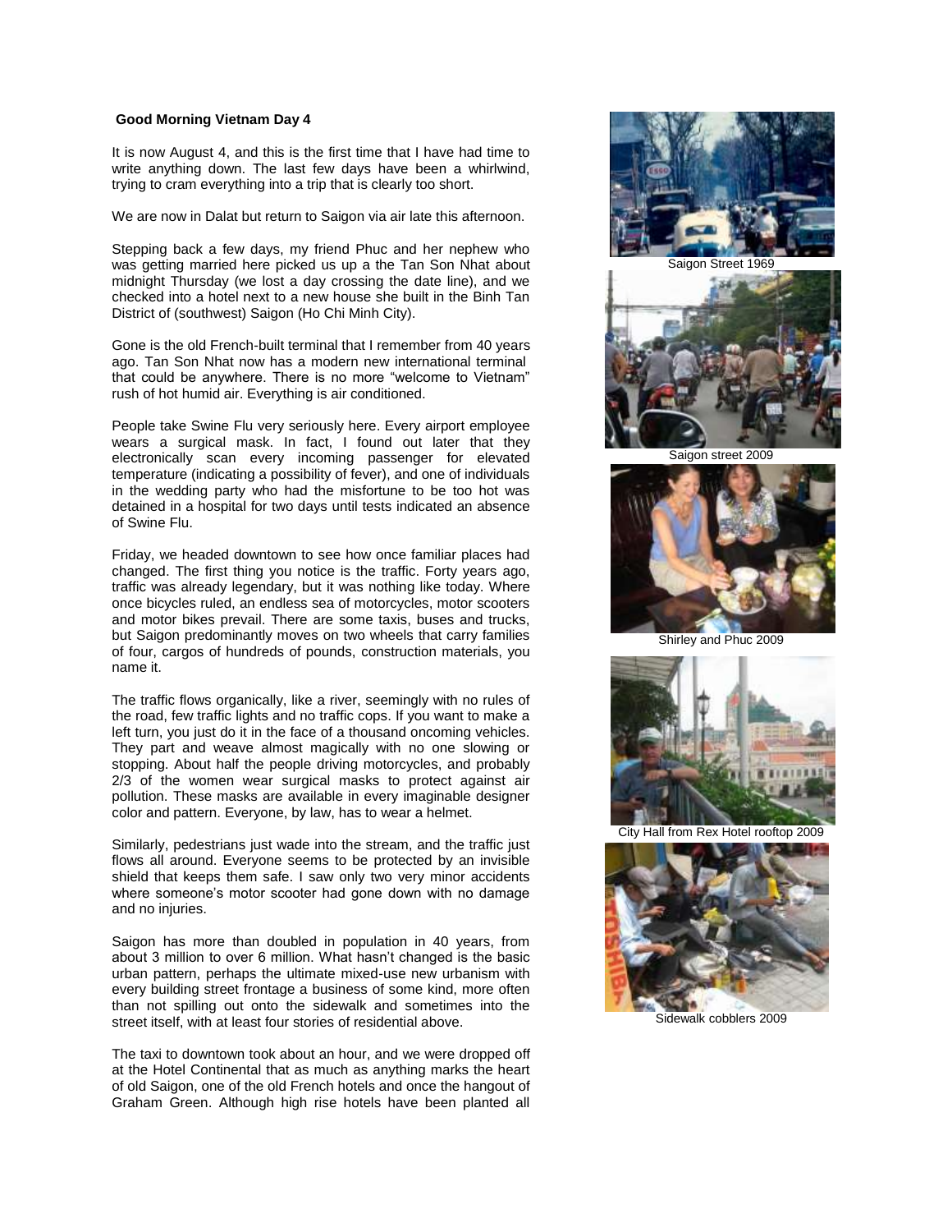**Good Morning Vietnam Day 4**

It is now August 4, and this is the first time that I have had time to write anything down. The last few days have been a whirlwind, trying to cram everything into a trip that is clearly too short.

We are now in Dalat but return to Saigon via air late this afternoon.

Stepping back a few days, my friend Phuc and her nephew who was getting married here picked us up a the Tan Son Nhat about midnight Thursday (we lost a day crossing the date line), and we checked into a hotel next to a new house she built in the Binh Tan District of (southwest) Saigon (Ho Chi Minh City).

Gone is the old French-built terminal that I remember from 40 years ago. Tan Son Nhat now has a modern new international terminal that could be anywhere. There is no more "welcome to Vietnam" rush of hot humid air. Everything is air conditioned.

People take Swine Flu very seriously here. Every airport employee wears a surgical mask. In fact, I found out later that they electronically scan every incoming passenger for elevated temperature (indicating a possibility of fever), and one of individuals in the wedding party who had the misfortune to be too hot was detained in a hospital for two days until tests indicated an absence of Swine Flu.

Friday, we headed downtown to see how once familiar places had changed. The first thing you notice is the traffic. Forty years ago, traffic was already legendary, but it was nothing like today. Where once bicycles ruled, an endless sea of motorcycles, motor scooters and motor bikes prevail. There are some taxis, buses and trucks, but Saigon predominantly moves on two wheels that carry families of four, cargos of hundreds of pounds, construction materials, you name it.

The traffic flows organically, like a river, seemingly with no rules of the road, few traffic lights and no traffic cops. If you want to make a left turn, you just do it in the face of a thousand oncoming vehicles. They part and weave almost magically with no one slowing or stopping. About half the people driving motorcycles, and probably 2/3 of the women wear surgical masks to protect against air pollution. These masks are available in every imaginable designer color and pattern. Everyone, by law, has to wear a helmet.

Similarly, pedestrians just wade into the stream, and the traffic just flows all around. Everyone seems to be protected by an invisible shield that keeps them safe. I saw only two very minor accidents where someone's motor scooter had gone down with no damage and no injuries.

Saigon has more than doubled in population in 40 years, from about 3 million to over 6 million. What hasn't changed is the basic urban pattern, perhaps the ultimate mixed-use new urbanism with every building street frontage a business of some kind, more often than not spilling out onto the sidewalk and sometimes into the street itself, with at least four stories of residential above.

The taxi to downtown took about an hour, and we were dropped off at the Hotel Continental that as much as anything marks the heart of old Saigon, one of the old French hotels and once the hangout of Graham Green. Although high rise hotels have been planted all

Saigon Street 1969

Saigon street 2009

Shirley and Phuc 2009

City Hall from Rex Hotel rooftop 2009

Sidewalk cobblers 2009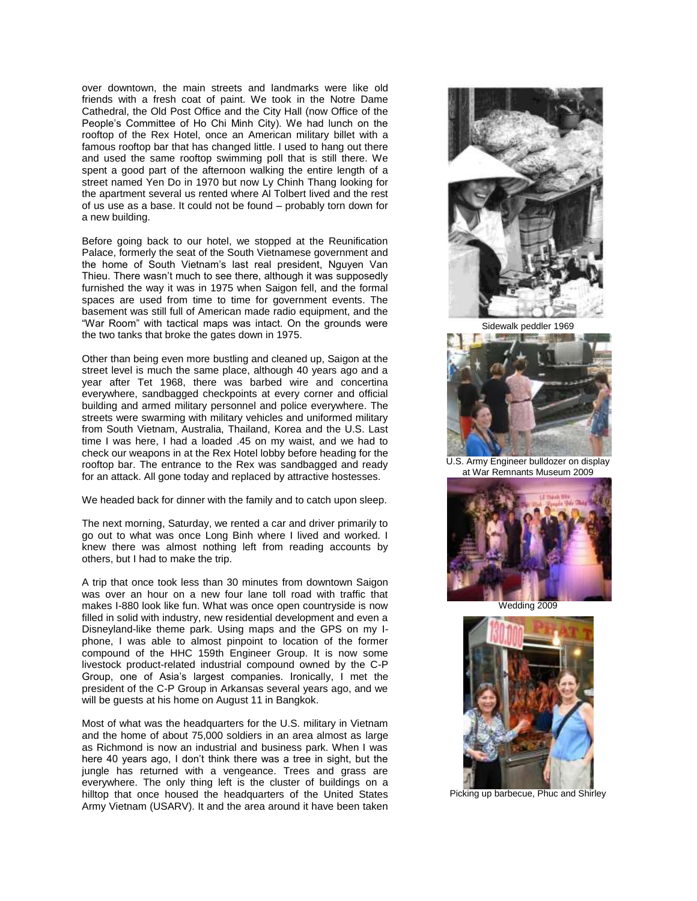over downtown, the main streets and landmarks were like old friends with a fresh coat of paint. We took in the Notre Dame Cathedral, the Old Post Office and the City Hall (now Office of the People's Committee of Ho Chi Minh City). We had lunch on the rooftop of the Rex Hotel, once an American military billet with a famous rooftop bar that has changed little. I used to hang out there and used the same rooftop swimming poll that is still there. We spent a good part of the afternoon walking the entire length of a street named Yen Do in 1970 but now Ly Chinh Thang looking for the apartment several us rented where Al Tolbert lived and the rest of us use as a base. It could not be found – probably torn down for a new building.

Before going back to our hotel, we stopped at the Reunification Palace, formerly the seat of the South Vietnamese government and the home of South Vietnam's last real president, Nguyen Van Thieu. There wasn't much to see there, although it was supposedly furnished the way it was in 1975 when Saigon fell, and the formal spaces are used from time to time for government events. The basement was still full of American made radio equipment, and the "War Room" with tactical maps was intact. On the grounds were the two tanks that broke the gates down in 1975.

Other than being even more bustling and cleaned up, Saigon at the street level is much the same place, although 40 years ago and a year after Tet 1968, there was barbed wire and concertina everywhere, sandbagged checkpoints at every corner and official building and armed military personnel and police everywhere. The streets were swarming with military vehicles and uniformed military from South Vietnam, Australia, Thailand, Korea and the U.S. Last time I was here, I had a loaded .45 on my waist, and we had to check our weapons in at the Rex Hotel lobby before heading for the rooftop bar. The entrance to the Rex was sandbagged and ready for an attack. All gone today and replaced by attractive hostesses.

We headed back for dinner with the family and to catch upon sleep.

The next morning, Saturday, we rented a car and driver primarily to go out to what was once Long Binh where I lived and worked. I knew there was almost nothing left from reading accounts by others, but I had to make the trip.

A trip that once took less than 30 minutes from downtown Saigon was over an hour on a new four lane toll road with traffic that makes I-880 look like fun. What was once open countryside is now filled in solid with industry, new residential development and even a Disneyland-like theme park. Using maps and the GPS on my I-phone, I was able to almost pinpoint to location of the former compound of the HHC 159th Engineer Group. It is now some livestock product-related industrial compound owned by the C-P Group, one of Asia's largest companies. Ironically, I met the president of the C-P Group in Arkansas several years ago, and we will be guests at his home on August 11 in Bangkok.

Most of what was the headquarters for the U.S. military in Vietnam and the home of about 75,000 soldiers in an area almost as large as Richmond is now an industrial and business park. When I was here 40 years ago, I don't think there was a tree in sight, but the jungle has returned with a vengeance. Trees and grass are everywhere. The only thing left is the cluster of buildings on a hilltop that once housed the headquarters of the United States Army Vietnam (USARV). It and the area around it have been taken

Sidewalk peddler 1969

U.S. Army Engineer bulldozer on display at War Remnants Museum 2009

Wedding 2009

Picking up barbecue, Phuc and Shirley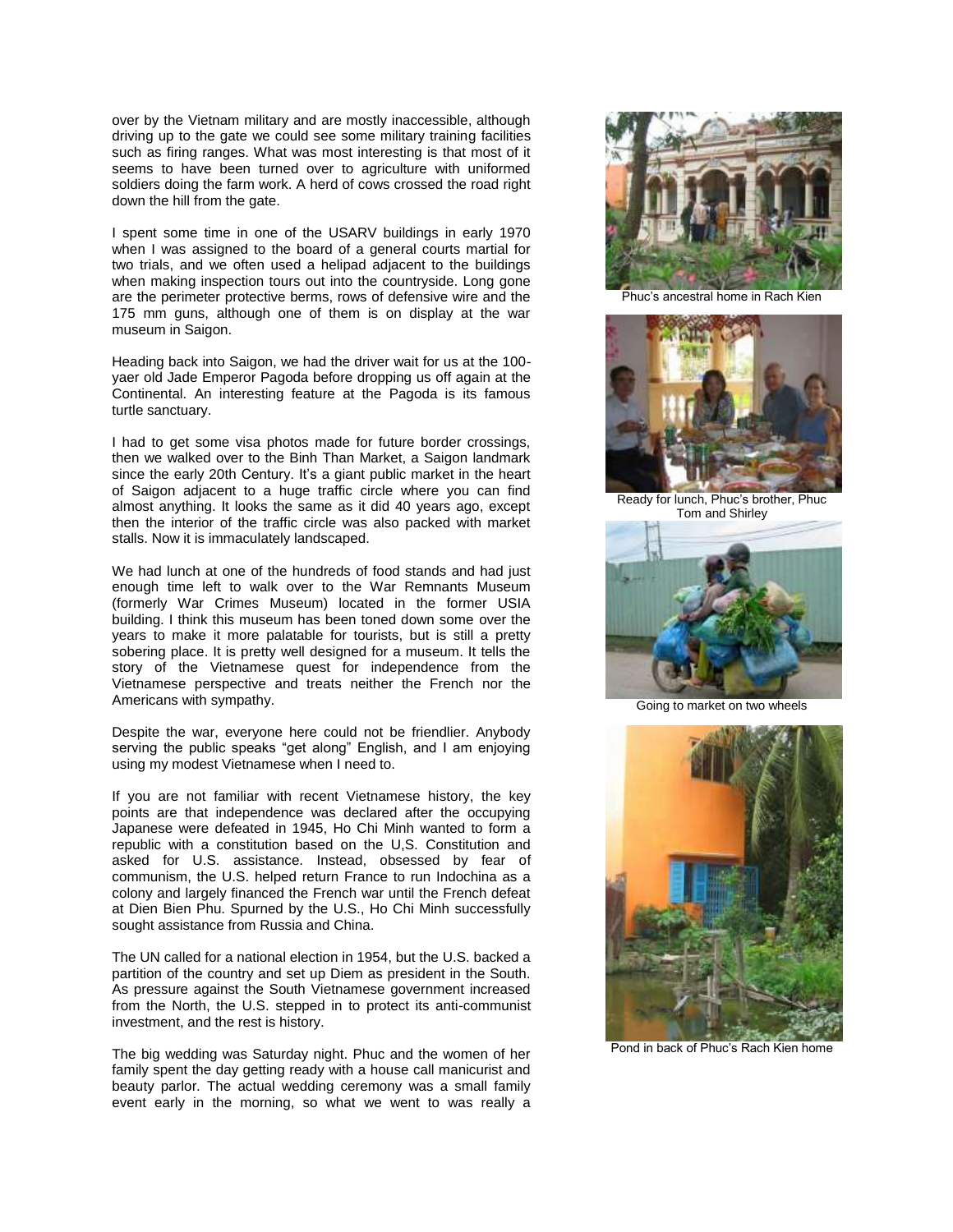over by the Vietnam military and are mostly inaccessible, although driving up to the gate we could see some military training facilities such as firing ranges. What was most interesting is that most of it seems to have been turned over to agriculture with uniformed soldiers doing the farm work. A herd of cows crossed the road right down the hill from the gate.

I spent some time in one of the USARV buildings in early 1970 when I was assigned to the board of a general courts martial for two trials, and we often used a helipad adjacent to the buildings when making inspection tours out into the countryside. Long gone are the perimeter protective berms, rows of defensive wire and the 175 mm guns, although one of them is on display at the war museum in Saigon.

Heading back into Saigon, we had the driver wait for us at the 100-yaer old Jade Emperor Pagoda before dropping us off again at the Continental. An interesting feature at the Pagoda is its famous turtle sanctuary.

I had to get some visa photos made for future border crossings, then we walked over to the Binh Than Market, a Saigon landmark since the early 20th Century. It's a giant public market in the heart of Saigon adjacent to a huge traffic circle where you can find almost anything. It looks the same as it did 40 years ago, except then the interior of the traffic circle was also packed with market stalls. Now it is immaculately landscaped.

We had lunch at one of the hundreds of food stands and had just enough time left to walk over to the War Remnants Museum (formerly War Crimes Museum) located in the former USIA building. I think this museum has been toned down some over the years to make it more palatable for tourists, but is still a pretty sobering place. It is pretty well designed for a museum. It tells the story of the Vietnamese quest for independence from the Vietnamese perspective and treats neither the French nor the Americans with sympathy.

Despite the war, everyone here could not be friendlier. Anybody serving the public speaks "get along" English, and I am enjoying using my modest Vietnamese when I need to.

If you are not familiar with recent Vietnamese history, the key points are that independence was declared after the occupying Japanese were defeated in 1945, Ho Chi Minh wanted to form a republic with a constitution based on the U,S. Constitution and asked for U.S. assistance. Instead, obsessed by fear of communism, the U.S. helped return France to run Indochina as a colony and largely financed the French war until the French defeat at Dien Bien Phu. Spurned by the U.S., Ho Chi Minh successfully sought assistance from Russia and China.

The UN called for a national election in 1954, but the U.S. backed a partition of the country and set up Diem as president in the South. As pressure against the South Vietnamese government increased from the North, the U.S. stepped in to protect its anti-communist investment, and the rest is history.

The big wedding was Saturday night. Phuc and the women of her family spent the day getting ready with a house call manicurist and beauty parlor. The actual wedding ceremony was a small family event early in the morning, so what we went to was really a

Phuc's ancestral home in Rach Kien

Ready for lunch, Phuc's brother, Phuc Tom and Shirley

Going to market on two wheels

Pond in back of Phuc's Rach Kien home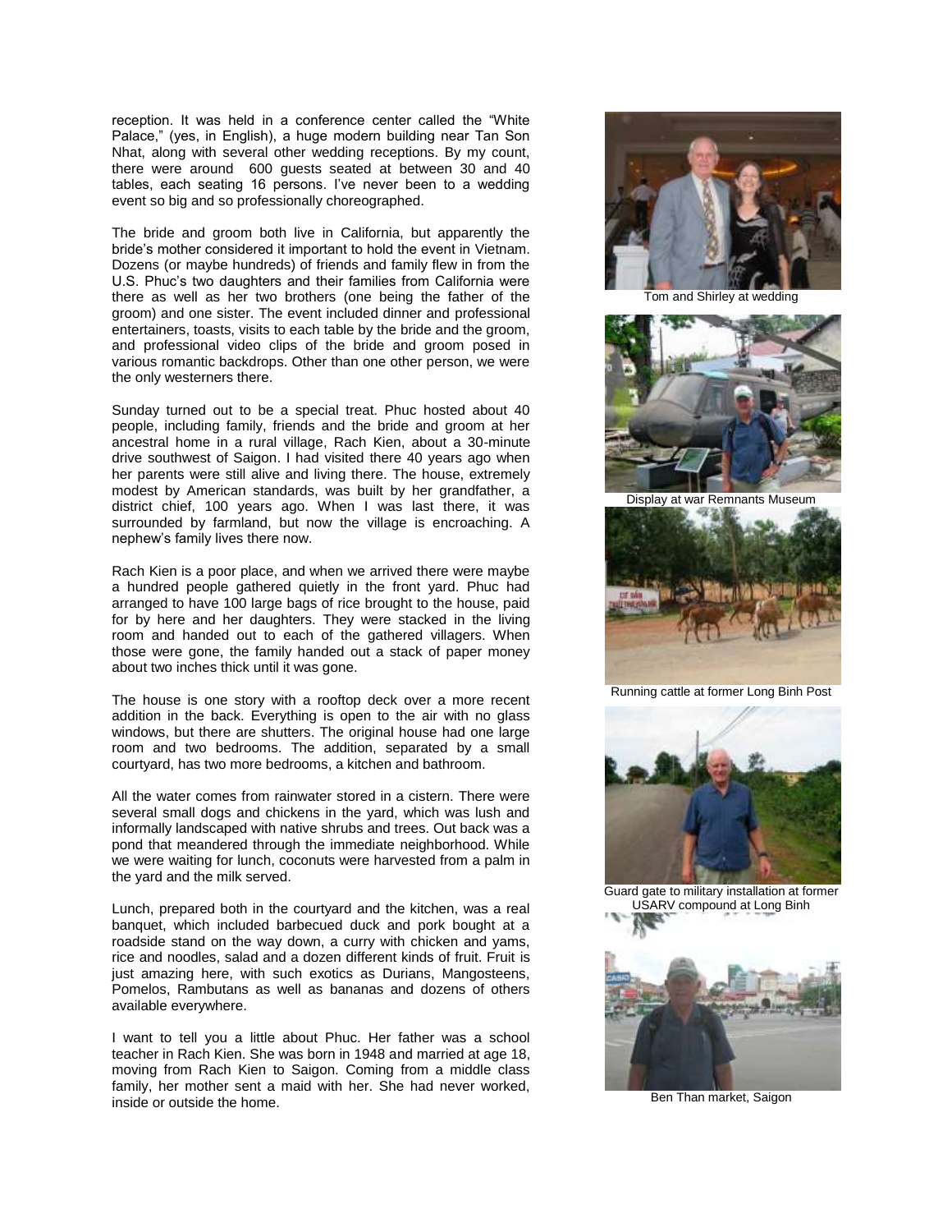reception. It was held in a conference center called the "White Palace," (yes, in English), a huge modern building near Tan Son Nhat, along with several other wedding receptions. By my count, there were around 600 guests seated at between 30 and 40 tables, each seating 16 persons. I've never been to a wedding event so big and so professionally choreographed.

The bride and groom both live in California, but apparently the bride's mother considered it important to hold the event in Vietnam. Dozens (or maybe hundreds) of friends and family flew in from the U.S. Phuc's two daughters and their families from California were there as well as her two brothers (one being the father of the groom) and one sister. The event included dinner and professional entertainers, toasts, visits to each table by the bride and the groom, and professional video clips of the bride and groom posed in various romantic backdrops. Other than one other person, we were the only westerners there.

Sunday turned out to be a special treat. Phuc hosted about 40 people, including family, friends and the bride and groom at her ancestral home in a rural village, Rach Kien, about a 30-minute drive southwest of Saigon. I had visited there 40 years ago when her parents were still alive and living there. The house, extremely modest by American standards, was built by her grandfather, a district chief, 100 years ago. When I was last there, it was surrounded by farmland, but now the village is encroaching. A nephew's family lives there now.

Rach Kien is a poor place, and when we arrived there were maybe a hundred people gathered quietly in the front yard. Phuc had arranged to have 100 large bags of rice brought to the house, paid for by here and her daughters. They were stacked in the living room and handed out to each of the gathered villagers. When those were gone, the family handed out a stack of paper money about two inches thick until it was gone.

The house is one story with a rooftop deck over a more recent addition in the back. Everything is open to the air with no glass windows, but there are shutters. The original house had one large room and two bedrooms. The addition, separated by a small courtyard, has two more bedrooms, a kitchen and bathroom.

All the water comes from rainwater stored in a cistern. There were several small dogs and chickens in the yard, which was lush and informally landscaped with native shrubs and trees. Out back was a pond that meandered through the immediate neighborhood. While we were waiting for lunch, coconuts were harvested from a palm in the yard and the milk served.

Lunch, prepared both in the courtyard and the kitchen, was a real banquet, which included barbecued duck and pork bought at a roadside stand on the way down, a curry with chicken and yams, rice and noodles, salad and a dozen different kinds of fruit. Fruit is just amazing here, with such exotics as Durians, Mangosteens, Pomelos, Rambutans as well as bananas and dozens of others available everywhere.

I want to tell you a little about Phuc. Her father was a school teacher in Rach Kien. She was born in 1948 and married at age 18, moving from Rach Kien to Saigon. Coming from a middle class family, her mother sent a maid with her. She had never worked, inside or outside the home.

Tom and Shirley at wedding

Display at war Remnants Museum

Running cattle at former Long Binh Post

Guard gate to military installation at former USARV compound at Long Binh

Ben Than market, Saigon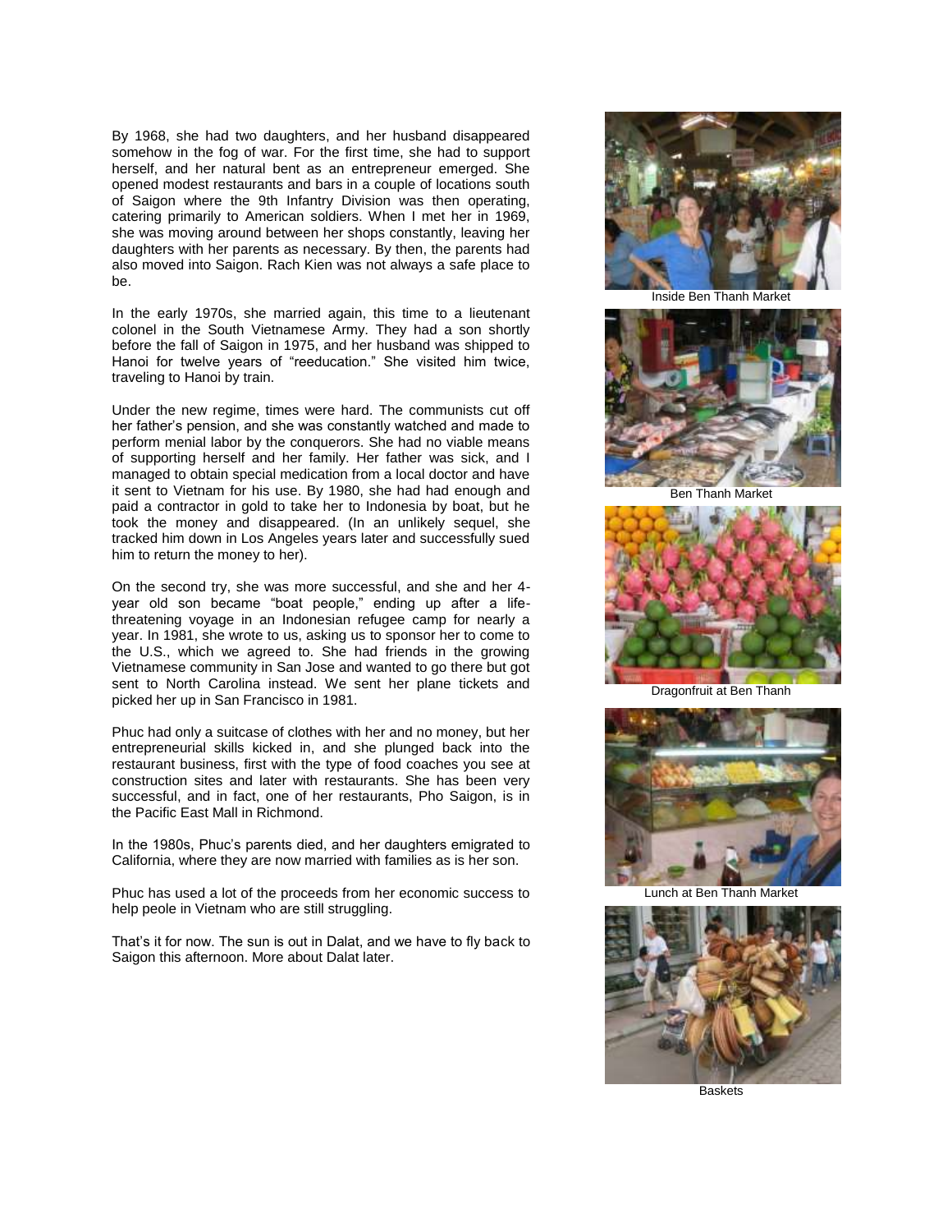By 1968, she had two daughters, and her husband disappeared somehow in the fog of war. For the first time, she had to support herself, and her natural bent as an entrepreneur emerged. She opened modest restaurants and bars in a couple of locations south of Saigon where the 9th Infantry Division was then operating, catering primarily to American soldiers. When I met her in 1969, she was moving around between her shops constantly, leaving her daughters with her parents as necessary. By then, the parents had also moved into Saigon. Rach Kien was not always a safe place to be.

In the early 1970s, she married again, this time to a lieutenant colonel in the South Vietnamese Army. They had a son shortly before the fall of Saigon in 1975, and her husband was shipped to Hanoi for twelve years of "reeducation." She visited him twice, traveling to Hanoi by train.

Under the new regime, times were hard. The communists cut off her father's pension, and she was constantly watched and made to perform menial labor by the conquerors. She had no viable means of supporting herself and her family. Her father was sick, and I managed to obtain special medication from a local doctor and have it sent to Vietnam for his use. By 1980, she had had enough and paid a contractor in gold to take her to Indonesia by boat, but he took the money and disappeared. (In an unlikely sequel, she tracked him down in Los Angeles years later and successfully sued him to return the money to her).

On the second try, she was more successful, and she and her 4-year old son became "boat people," ending up after a life-threatening voyage in an Indonesian refugee camp for nearly a year. In 1981, she wrote to us, asking us to sponsor her to come to the U.S., which we agreed to. She had friends in the growing Vietnamese community in San Jose and wanted to go there but got sent to North Carolina instead. We sent her plane tickets and picked her up in San Francisco in 1981.

Phuc had only a suitcase of clothes with her and no money, but her entrepreneurial skills kicked in, and she plunged back into the restaurant business, first with the type of food coaches you see at construction sites and later with restaurants. She has been very successful, and in fact, one of her restaurants, Pho Saigon, is in the Pacific East Mall in Richmond.

In the 1980s, Phuc's parents died, and her daughters emigrated to California, where they are now married with families as is her son.

Phuc has used a lot of the proceeds from her economic success to help peole in Vietnam who are still struggling.

That's it for now. The sun is out in Dalat, and we have to fly back to Saigon this afternoon. More about Dalat later.

Inside Ben Thanh Market

Ben Thanh Market

Dragonfruit at Ben Thanh

Lunch at Ben Thanh Market

Baskets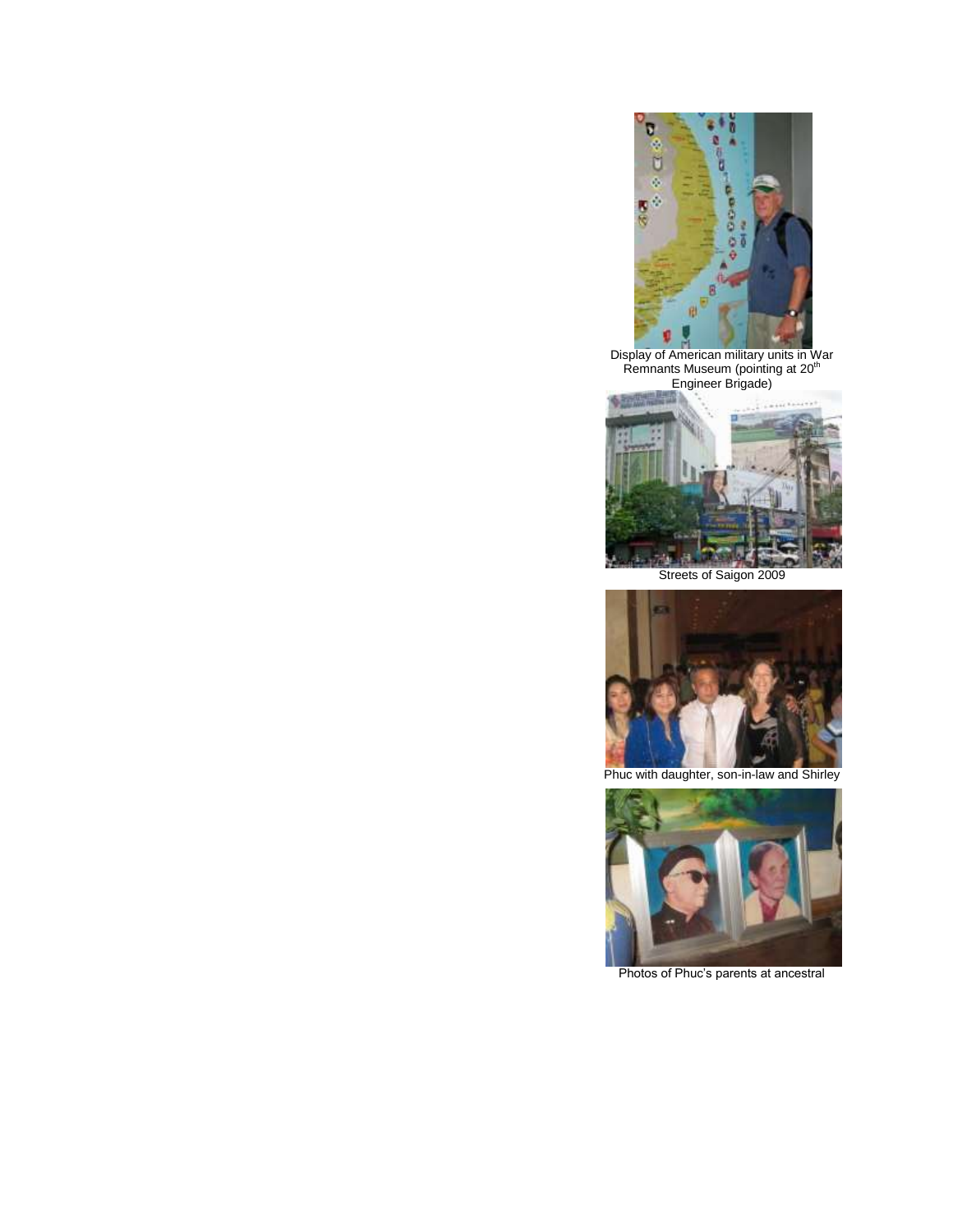Display of American military units in War Remnants Museum (pointing at 20th Engineer Brigade)

Streets of Saigon 2009

Phuc with daughter, son-in-law and Shirley

Photos of Phuc's parents at ancestral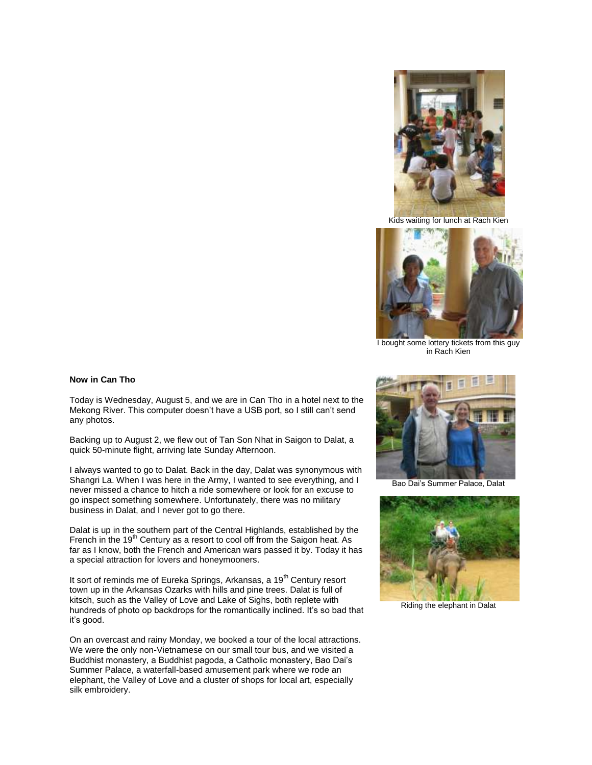Kids waiting for lunch at Rach Kien

I bought some lottery tickets from this guy in Rach Kien

**Now in Can Tho**

Today is Wednesday, August 5, and we are in Can Tho in a hotel next to the Mekong River. This computer doesn't have a USB port, so I still can't send any photos.

Backing up to August 2, we flew out of Tan Son Nhat in Saigon to Dalat, a quick 50-minute flight, arriving late Sunday Afternoon.

I always wanted to go to Dalat. Back in the day, Dalat was synonymous with Shangri La. When I was here in the Army, I wanted to see everything, and I never missed a chance to hitch a ride somewhere or look for an excuse to go inspect something somewhere. Unfortunately, there was no military business in Dalat, and I never got to go there.

Dalat is up in the southern part of the Central Highlands, established by the French in the 19th Century as a resort to cool off from the Saigon heat. As far as I know, both the French and American wars passed it by. Today it has a special attraction for lovers and honeymooners.

It sort of reminds me of Eureka Springs, Arkansas, a 19th Century resort town up in the Arkansas Ozarks with hills and pine trees. Dalat is full of kitsch, such as the Valley of Love and Lake of Sighs, both replete with hundreds of photo op backdrops for the romantically inclined. It's so bad that it's good.

On an overcast and rainy Monday, we booked a tour of the local attractions. We were the only non-Vietnamese on our small tour bus, and we visited a Buddhist monastery, a Buddhist pagoda, a Catholic monastery, Bao Dai's Summer Palace, a waterfall-based amusement park where we rode an elephant, the Valley of Love and a cluster of shops for local art, especially silk embroidery.

Bao Dai's Summer Palace, Dalat

Riding the elephant in Dalat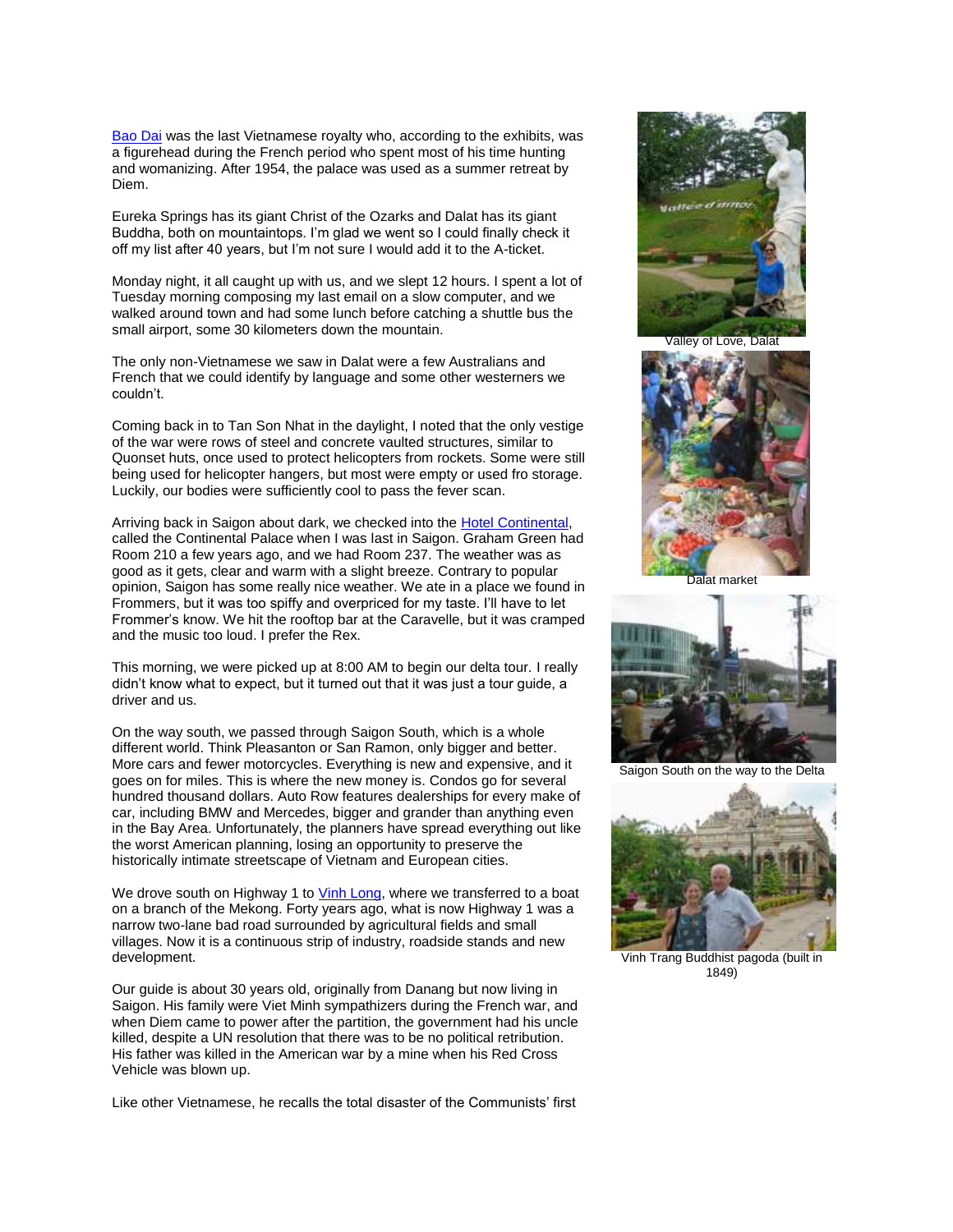Bao Dai was the last Vietnamese royalty who, according to the exhibits, was a figurehead during the French period who spent most of his time hunting and womanizing. After 1954, the palace was used as a summer retreat by Diem.

Eureka Springs has its giant Christ of the Ozarks and Dalat has its giant Buddha, both on mountaintops. I'm glad we went so I could finally check it off my list after 40 years, but I'm not sure I would add it to the A-ticket.

Monday night, it all caught up with us, and we slept 12 hours. I spent a lot of Tuesday morning composing my last email on a slow computer, and we walked around town and had some lunch before catching a shuttle bus the small airport, some 30 kilometers down the mountain.

The only non-Vietnamese we saw in Dalat were a few Australians and French that we could identify by language and some other westerners we couldn't.

Coming back in to Tan Son Nhat in the daylight, I noted that the only vestige of the war were rows of steel and concrete vaulted structures, similar to Quonset huts, once used to protect helicopters from rockets. Some were still being used for helicopter hangers, but most were empty or used fro storage. Luckily, our bodies were sufficiently cool to pass the fever scan.

Arriving back in Saigon about dark, we checked into the Hotel Continental, called the Continental Palace when I was last in Saigon. Graham Green had Room 210 a few years ago, and we had Room 237. The weather was as good as it gets, clear and warm with a slight breeze. Contrary to popular opinion, Saigon has some really nice weather. We ate in a place we found in Frommers, but it was too spiffy and overpriced for my taste. I'll have to let Frommer's know. We hit the rooftop bar at the Caravelle, but it was cramped and the music too loud. I prefer the Rex.

This morning, we were picked up at 8:00 AM to begin our delta tour. I really didn't know what to expect, but it turned out that it was just a tour guide, a driver and us.

On the way south, we passed through Saigon South, which is a whole different world. Think Pleasanton or San Ramon, only bigger and better. More cars and fewer motorcycles. Everything is new and expensive, and it goes on for miles. This is where the new money is. Condos go for several hundred thousand dollars. Auto Row features dealerships for every make of car, including BMW and Mercedes, bigger and grander than anything even in the Bay Area. Unfortunately, the planners have spread everything out like the worst American planning, losing an opportunity to preserve the historically intimate streetscape of Vietnam and European cities.

We drove south on Highway 1 to Vinh Long, where we transferred to a boat on a branch of the Mekong. Forty years ago, what is now Highway 1 was a narrow two-lane bad road surrounded by agricultural fields and small villages. Now it is a continuous strip of industry, roadside stands and new development.

Our guide is about 30 years old, originally from Danang but now living in Saigon. His family were Viet Minh sympathizers during the French war, and when Diem came to power after the partition, the government had his uncle killed, despite a UN resolution that there was to be no political retribution. His father was killed in the American war by a mine when his Red Cross Vehicle was blown up.

Like other Vietnamese, he recalls the total disaster of the Communists' first

Valley of Love, Dalat

Dalat market

Saigon South on the way to the Delta

Vinh Trang Buddhist pagoda (built in 1849)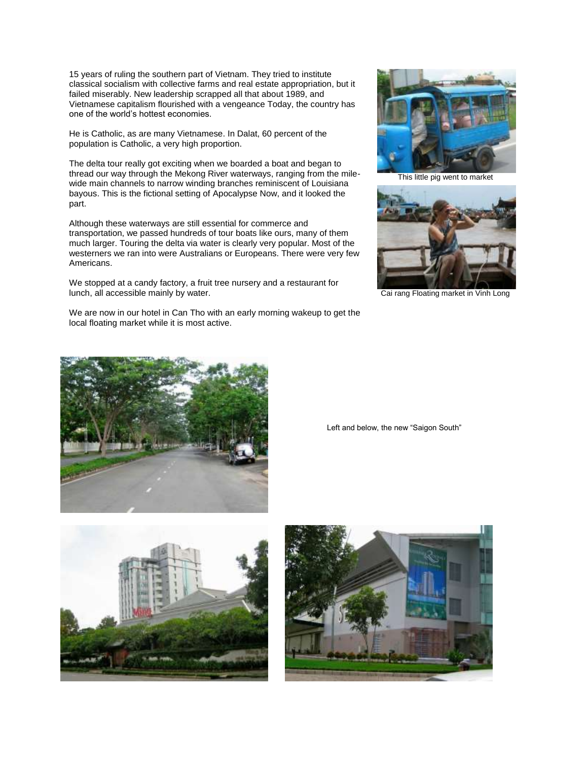15 years of ruling the southern part of Vietnam. They tried to institute classical socialism with collective farms and real estate appropriation, but it failed miserably. New leadership scrapped all that about 1989, and Vietnamese capitalism flourished with a vengeance Today, the country has one of the world's hottest economies.

He is Catholic, as are many Vietnamese. In Dalat, 60 percent of the population is Catholic, a very high proportion.

The delta tour really got exciting when we boarded a boat and began to thread our way through the Mekong River waterways, ranging from the mile-wide main channels to narrow winding branches reminiscent of Louisiana bayous. This is the fictional setting of Apocalypse Now, and it looked the part.

Although these waterways are still essential for commerce and transportation, we passed hundreds of tour boats like ours, many of them much larger. Touring the delta via water is clearly very popular. Most of the westerners we ran into were Australians or Europeans. There were very few Americans.

We stopped at a candy factory, a fruit tree nursery and a restaurant for lunch, all accessible mainly by water.

We are now in our hotel in Can Tho with an early morning wakeup to get the local floating market while it is most active.

This little pig went to market

Cai rang Floating market in Vinh Long

Left and below, the new "Saigon South"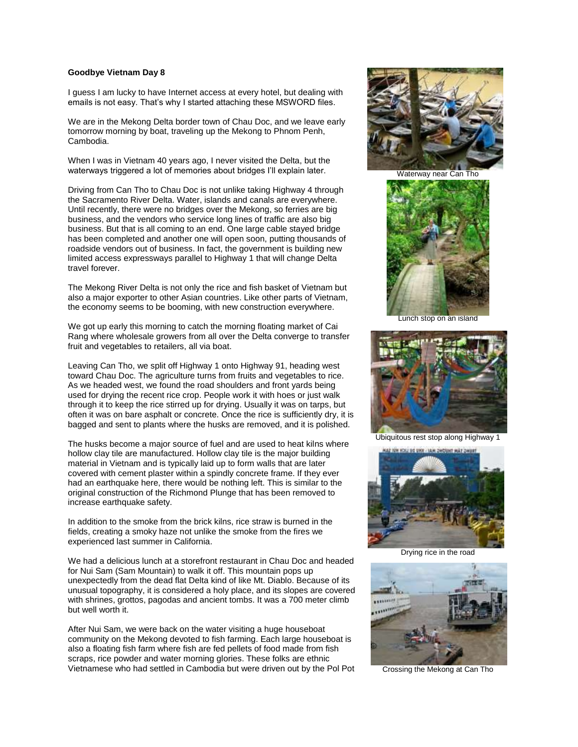**Goodbye Vietnam Day 8**

I guess I am lucky to have Internet access at every hotel, but dealing with emails is not easy. That's why I started attaching these MSWORD files.

We are in the Mekong Delta border town of Chau Doc, and we leave early tomorrow morning by boat, traveling up the Mekong to Phnom Penh, Cambodia.

When I was in Vietnam 40 years ago, I never visited the Delta, but the waterways triggered a lot of memories about bridges I'll explain later.

Driving from Can Tho to Chau Doc is not unlike taking Highway 4 through the Sacramento River Delta. Water, islands and canals are everywhere. Until recently, there were no bridges over the Mekong, so ferries are big business, and the vendors who service long lines of traffic are also big business. But that is all coming to an end. One large cable stayed bridge has been completed and another one will open soon, putting thousands of roadside vendors out of business. In fact, the government is building new limited access expressways parallel to Highway 1 that will change Delta travel forever.

The Mekong River Delta is not only the rice and fish basket of Vietnam but also a major exporter to other Asian countries. Like other parts of Vietnam, the economy seems to be booming, with new construction everywhere.

We got up early this morning to catch the morning floating market of Cai Rang where wholesale growers from all over the Delta converge to transfer fruit and vegetables to retailers, all via boat.

Leaving Can Tho, we split off Highway 1 onto Highway 91, heading west toward Chau Doc. The agriculture turns from fruits and vegetables to rice. As we headed west, we found the road shoulders and front yards being used for drying the recent rice crop. People work it with hoes or just walk through it to keep the rice stirred up for drying. Usually it was on tarps, but often it was on bare asphalt or concrete. Once the rice is sufficiently dry, it is bagged and sent to plants where the husks are removed, and it is polished.

The husks become a major source of fuel and are used to heat kilns where hollow clay tile are manufactured. Hollow clay tile is the major building material in Vietnam and is typically laid up to form walls that are later covered with cement plaster within a spindly concrete frame. If they ever had an earthquake here, there would be nothing left. This is similar to the original construction of the Richmond Plunge that has been removed to increase earthquake safety.

In addition to the smoke from the brick kilns, rice straw is burned in the fields, creating a smoky haze not unlike the smoke from the fires we experienced last summer in California.

We had a delicious lunch at a storefront restaurant in Chau Doc and headed for Nui Sam (Sam Mountain) to walk it off. This mountain pops up unexpectedly from the dead flat Delta kind of like Mt. Diablo. Because of its unusual topography, it is considered a holy place, and its slopes are covered with shrines, grottos, pagodas and ancient tombs. It was a 700 meter climb but well worth it.

After Nui Sam, we were back on the water visiting a huge houseboat community on the Mekong devoted to fish farming. Each large houseboat is also a floating fish farm where fish are fed pellets of food made from fish scraps, rice powder and water morning glories. These folks are ethnic Vietnamese who had settled in Cambodia but were driven out by the Pol Pot

Waterway near Can Tho

Lunch stop on an island

Ubiquitous rest stop along Highway 1

Drying rice in the road

Crossing the Mekong at Can Tho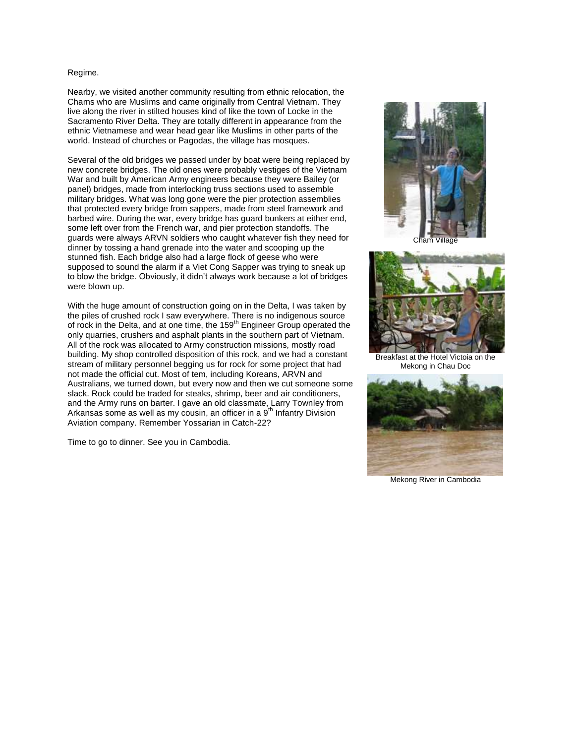Regime.

Nearby, we visited another community resulting from ethnic relocation, the Chams who are Muslims and came originally from Central Vietnam. They live along the river in stilted houses kind of like the town of Locke in the Sacramento River Delta. They are totally different in appearance from the ethnic Vietnamese and wear head gear like Muslims in other parts of the world. Instead of churches or Pagodas, the village has mosques.

Several of the old bridges we passed under by boat were being replaced by new concrete bridges. The old ones were probably vestiges of the Vietnam War and built by American Army engineers because they were Bailey (or panel) bridges, made from interlocking truss sections used to assemble military bridges. What was long gone were the pier protection assemblies that protected every bridge from sappers, made from steel framework and barbed wire. During the war, every bridge has guard bunkers at either end, some left over from the French war, and pier protection standoffs. The guards were always ARVN soldiers who caught whatever fish they need for dinner by tossing a hand grenade into the water and scooping up the stunned fish. Each bridge also had a large flock of geese who were supposed to sound the alarm if a Viet Cong Sapper was trying to sneak up to blow the bridge. Obviously, it didn't always work because a lot of bridges were blown up.

With the huge amount of construction going on in the Delta, I was taken by the piles of crushed rock I saw everywhere. There is no indigenous source of rock in the Delta, and at one time, the 159th Engineer Group operated the only quarries, crushers and asphalt plants in the southern part of Vietnam. All of the rock was allocated to Army construction missions, mostly road building. My shop controlled disposition of this rock, and we had a constant stream of military personnel begging us for rock for some project that had not made the official cut. Most of tem, including Koreans, ARVN and Australians, we turned down, but every now and then we cut someone some slack. Rock could be traded for steaks, shrimp, beer and air conditioners, and the Army runs on barter. I gave an old classmate, Larry Townley from Arkansas some as well as my cousin, an officer in a 9th Infantry Division Aviation company. Remember Yossarian in Catch-22?

Time to go to dinner. See you in Cambodia.

Cham Village

Breakfast at the Hotel Victoia on the Mekong in Chau Doc

Mekong River in Cambodia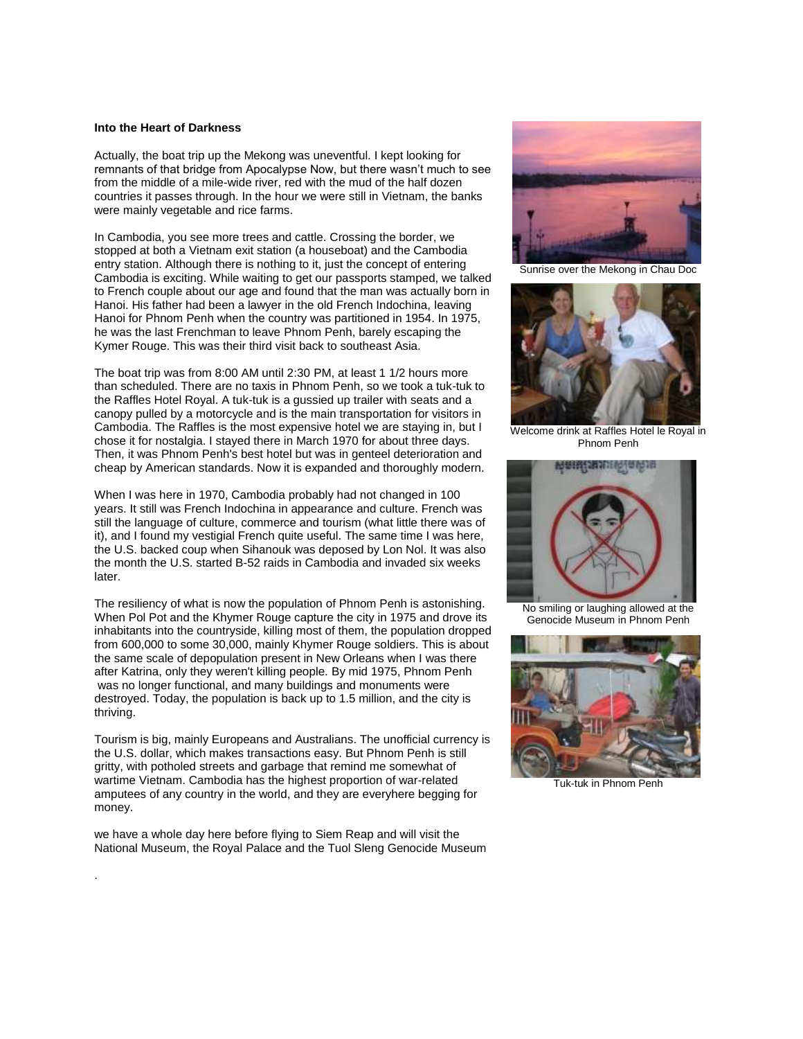**Into the Heart of Darkness**

Actually, the boat trip up the Mekong was uneventful. I kept looking for remnants of that bridge from Apocalypse Now, but there wasn't much to see from the middle of a mile-wide river, red with the mud of the half dozen countries it passes through. In the hour we were still in Vietnam, the banks were mainly vegetable and rice farms.

In Cambodia, you see more trees and cattle. Crossing the border, we stopped at both a Vietnam exit station (a houseboat) and the Cambodia entry station. Although there is nothing to it, just the concept of entering Cambodia is exciting. While waiting to get our passports stamped, we talked to French couple about our age and found that the man was actually born in Hanoi. His father had been a lawyer in the old French Indochina, leaving Hanoi for Phnom Penh when the country was partitioned in 1954. In 1975, he was the last Frenchman to leave Phnom Penh, barely escaping the Kymer Rouge. This was their third visit back to southeast Asia.

The boat trip was from 8:00 AM until 2:30 PM, at least 1 1/2 hours more than scheduled. There are no taxis in Phnom Penh, so we took a tuk-tuk to the Raffles Hotel Royal. A tuk-tuk is a gussied up trailer with seats and a canopy pulled by a motorcycle and is the main transportation for visitors in Cambodia. The Raffles is the most expensive hotel we are staying in, but I chose it for nostalgia. I stayed there in March 1970 for about three days. Then, it was Phnom Penh's best hotel but was in genteel deterioration and cheap by American standards. Now it is expanded and thoroughly modern.

When I was here in 1970, Cambodia probably had not changed in 100 years. It still was French Indochina in appearance and culture. French was still the language of culture, commerce and tourism (what little there was of it), and I found my vestigial French quite useful. The same time I was here, the U.S. backed coup when Sihanouk was deposed by Lon Nol. It was also the month the U.S. started B-52 raids in Cambodia and invaded six weeks later.

The resiliency of what is now the population of Phnom Penh is astonishing. When Pol Pot and the Khymer Rouge capture the city in 1975 and drove its inhabitants into the countryside, killing most of them, the population dropped from 600,000 to some 30,000, mainly Khymer Rouge soldiers. This is about the same scale of depopulation present in New Orleans when I was there after Katrina, only they weren't killing people. By mid 1975, Phnom Penh was no longer functional, and many buildings and monuments were destroyed. Today, the population is back up to 1.5 million, and the city is thriving.

Tourism is big, mainly Europeans and Australians. The unofficial currency is the U.S. dollar, which makes transactions easy. But Phnom Penh is still gritty, with potholed streets and garbage that remind me somewhat of wartime Vietnam. Cambodia has the highest proportion of war-related amputees of any country in the world, and they are everyhere begging for money.

we have a whole day here before flying to Siem Reap and will visit the National Museum, the Royal Palace and the Tuol Sleng Genocide Museum

.

Sunrise over the Mekong in Chau Doc

Welcome drink at Raffles Hotel le Royal in Phnom Penh

No smiling or laughing allowed at the Genocide Museum in Phnom Penh

Tuk-tuk in Phnom Penh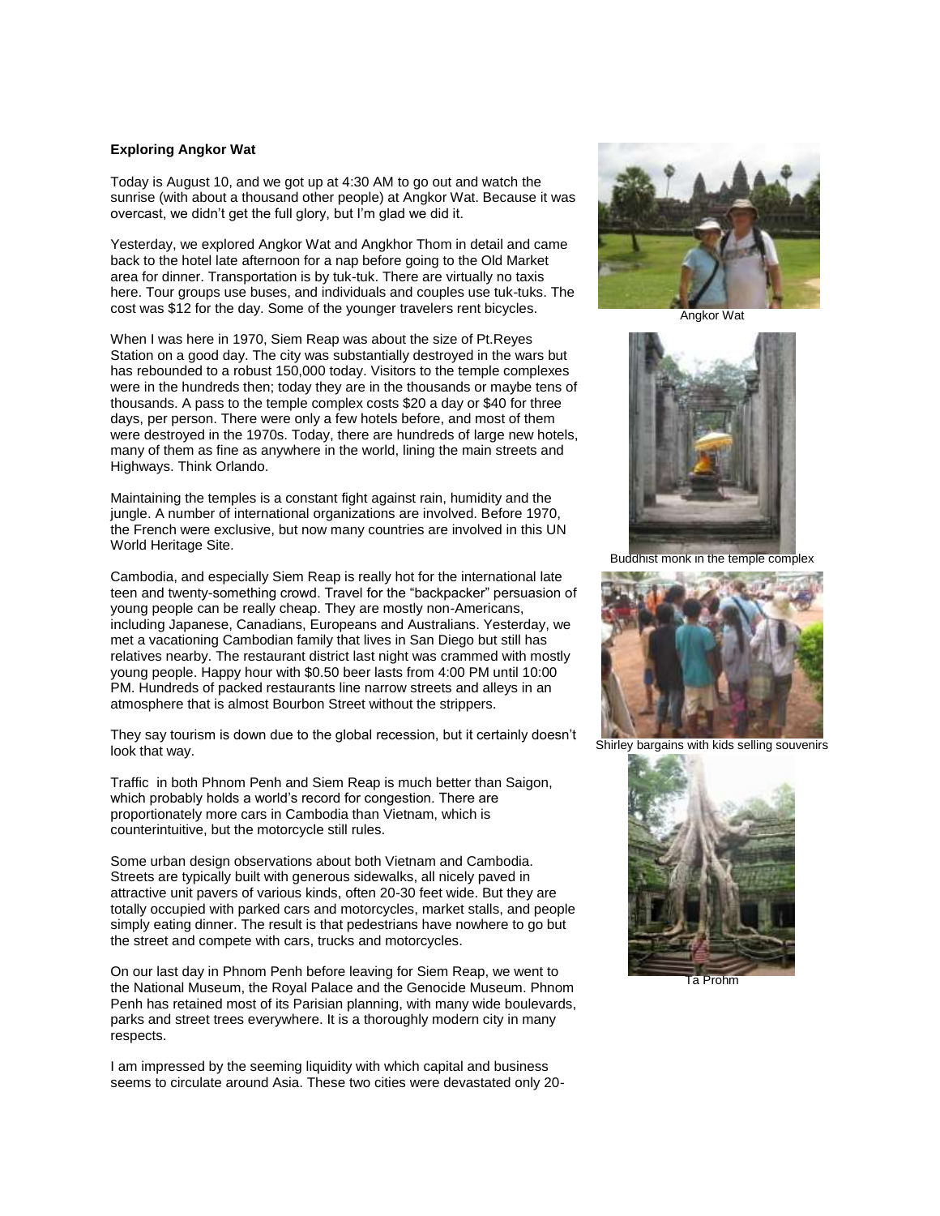**Exploring Angkor Wat**

Today is August 10, and we got up at 4:30 AM to go out and watch the sunrise (with about a thousand other people) at Angkor Wat. Because it was overcast, we didn't get the full glory, but I'm glad we did it.

Yesterday, we explored Angkor Wat and Angkhor Thom in detail and came back to the hotel late afternoon for a nap before going to the Old Market area for dinner. Transportation is by tuk-tuk. There are virtually no taxis here. Tour groups use buses, and individuals and couples use tuk-tuks. The cost was $12 for the day. Some of the younger travelers rent bicycles.

When I was here in 1970, Siem Reap was about the size of Pt.Reyes Station on a good day. The city was substantially destroyed in the wars but has rebounded to a robust 150,000 today. Visitors to the temple complexes were in the hundreds then; today they are in the thousands or maybe tens of thousands. A pass to the temple complex costs $20 a day or $40 for three days, per person. There were only a few hotels before, and most of them were destroyed in the 1970s. Today, there are hundreds of large new hotels, many of them as fine as anywhere in the world, lining the main streets and Highways. Think Orlando.

Maintaining the temples is a constant fight against rain, humidity and the jungle. A number of international organizations are involved. Before 1970, the French were exclusive, but now many countries are involved in this UN World Heritage Site.

Cambodia, and especially Siem Reap is really hot for the international late teen and twenty-something crowd. Travel for the "backpacker" persuasion of young people can be really cheap. They are mostly non-Americans, including Japanese, Canadians, Europeans and Australians. Yesterday, we met a vacationing Cambodian family that lives in San Diego but still has relatives nearby. The restaurant district last night was crammed with mostly young people. Happy hour with $0.50 beer lasts from 4:00 PM until 10:00 PM. Hundreds of packed restaurants line narrow streets and alleys in an atmosphere that is almost Bourbon Street without the strippers.

They say tourism is down due to the global recession, but it certainly doesn't look that way.

Traffic in both Phnom Penh and Siem Reap is much better than Saigon, which probably holds a world's record for congestion. There are proportionately more cars in Cambodia than Vietnam, which is counterintuitive, but the motorcycle still rules.

Some urban design observations about both Vietnam and Cambodia. Streets are typically built with generous sidewalks, all nicely paved in attractive unit pavers of various kinds, often 20-30 feet wide. But they are totally occupied with parked cars and motorcycles, market stalls, and people simply eating dinner. The result is that pedestrians have nowhere to go but the street and compete with cars, trucks and motorcycles.

On our last day in Phnom Penh before leaving for Siem Reap, we went to the National Museum, the Royal Palace and the Genocide Museum. Phnom Penh has retained most of its Parisian planning, with many wide boulevards, parks and street trees everywhere. It is a thoroughly modern city in many respects.

I am impressed by the seeming liquidity with which capital and business seems to circulate around Asia. These two cities were devastated only 20-

Angkor Wat

Buddhist monk in the temple complex

Shirley bargains with kids selling souvenirs

Ta Prohm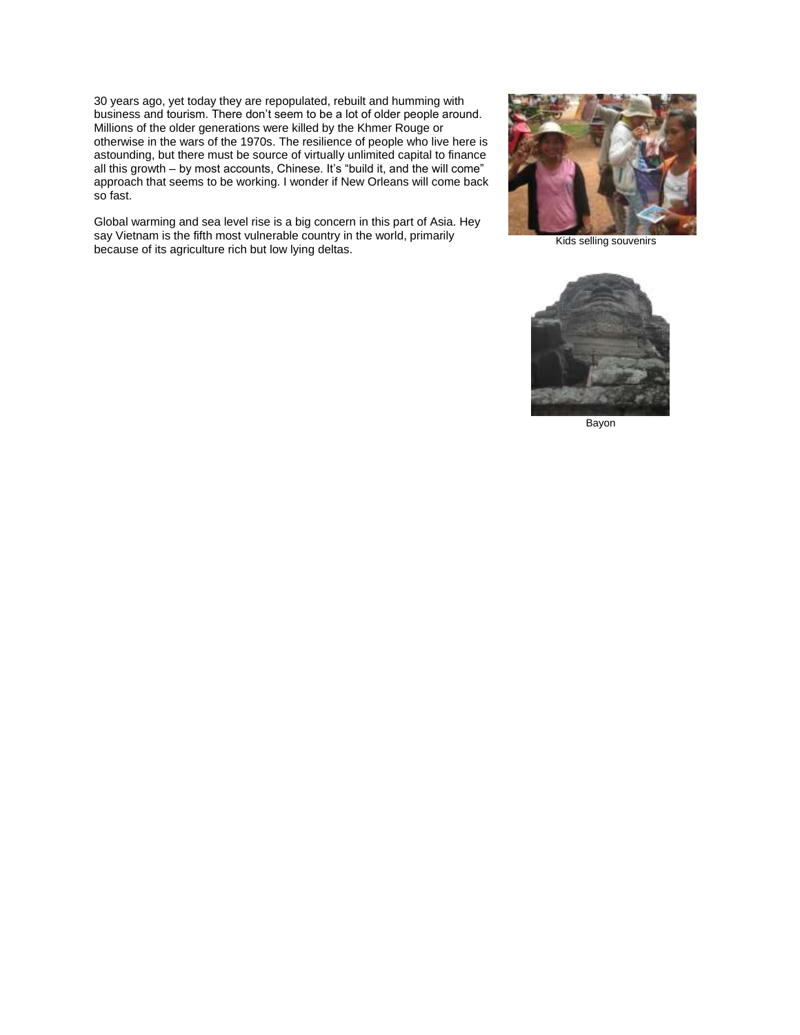30 years ago, yet today they are repopulated, rebuilt and humming with business and tourism. There don't seem to be a lot of older people around. Millions of the older generations were killed by the Khmer Rouge or otherwise in the wars of the 1970s. The resilience of people who live here is astounding, but there must be source of virtually unlimited capital to finance all this growth – by most accounts, Chinese. It's "build it, and the will come" approach that seems to be working. I wonder if New Orleans will come back so fast.

Global warming and sea level rise is a big concern in this part of Asia. Hey say Vietnam is the fifth most vulnerable country in the world, primarily because of its agriculture rich but low lying deltas.

Kids selling souvenirs

Bayon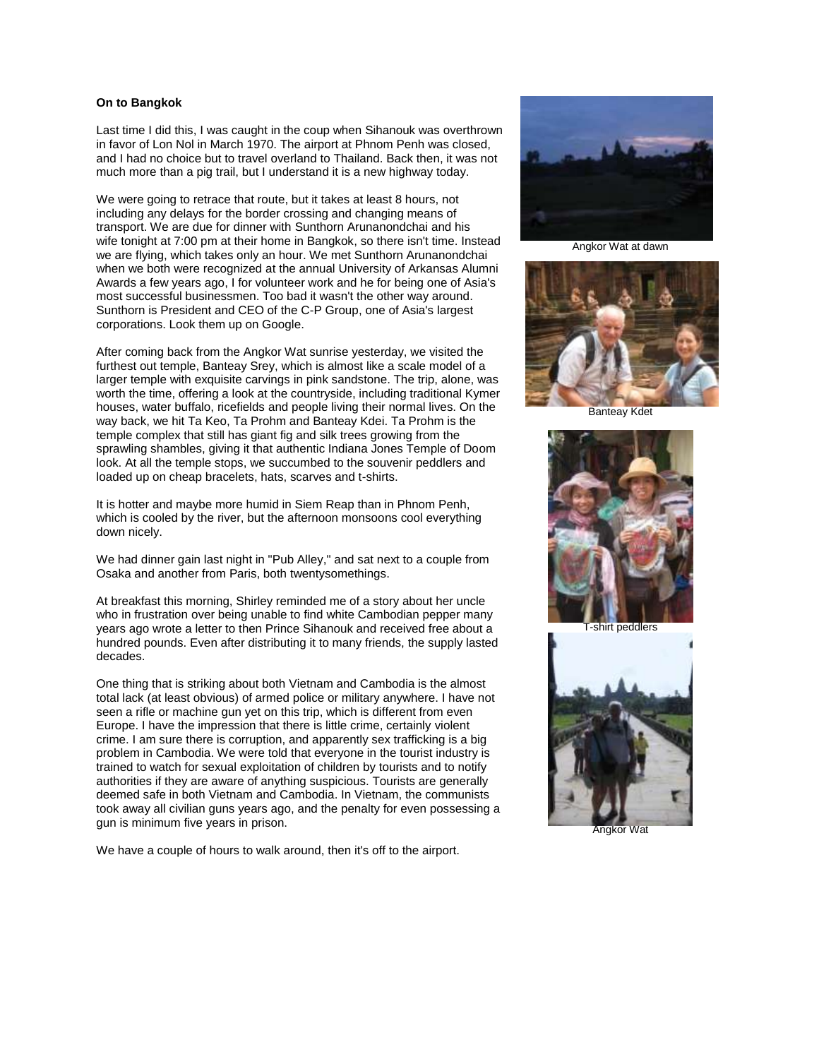**On to Bangkok**

Last time I did this, I was caught in the coup when Sihanouk was overthrown in favor of Lon Nol in March 1970. The airport at Phnom Penh was closed, and I had no choice but to travel overland to Thailand. Back then, it was not much more than a pig trail, but I understand it is a new highway today.

We were going to retrace that route, but it takes at least 8 hours, not including any delays for the border crossing and changing means of transport. We are due for dinner with Sunthorn Arunanondchai and his wife tonight at 7:00 pm at their home in Bangkok, so there isn't time. Instead we are flying, which takes only an hour. We met Sunthorn Arunanondchai when we both were recognized at the annual University of Arkansas Alumni Awards a few years ago, I for volunteer work and he for being one of Asia's most successful businessmen. Too bad it wasn't the other way around. Sunthorn is President and CEO of the C-P Group, one of Asia's largest corporations. Look them up on Google.

After coming back from the Angkor Wat sunrise yesterday, we visited the furthest out temple, Banteay Srey, which is almost like a scale model of a larger temple with exquisite carvings in pink sandstone. The trip, alone, was worth the time, offering a look at the countryside, including traditional Kymer houses, water buffalo, ricefields and people living their normal lives. On the way back, we hit Ta Keo, Ta Prohm and Banteay Kdei. Ta Prohm is the temple complex that still has giant fig and silk trees growing from the sprawling shambles, giving it that authentic Indiana Jones Temple of Doom look. At all the temple stops, we succumbed to the souvenir peddlers and loaded up on cheap bracelets, hats, scarves and t-shirts.

It is hotter and maybe more humid in Siem Reap than in Phnom Penh, which is cooled by the river, but the afternoon monsoons cool everything down nicely.

We had dinner gain last night in "Pub Alley," and sat next to a couple from Osaka and another from Paris, both twentysomethings.

At breakfast this morning, Shirley reminded me of a story about her uncle who in frustration over being unable to find white Cambodian pepper many years ago wrote a letter to then Prince Sihanouk and received free about a hundred pounds. Even after distributing it to many friends, the supply lasted decades.

One thing that is striking about both Vietnam and Cambodia is the almost total lack (at least obvious) of armed police or military anywhere. I have not seen a rifle or machine gun yet on this trip, which is different from even Europe. I have the impression that there is little crime, certainly violent crime. I am sure there is corruption, and apparently sex trafficking is a big problem in Cambodia. We were told that everyone in the tourist industry is trained to watch for sexual exploitation of children by tourists and to notify authorities if they are aware of anything suspicious. Tourists are generally deemed safe in both Vietnam and Cambodia. In Vietnam, the communists took away all civilian guns years ago, and the penalty for even possessing a gun is minimum five years in prison.

We have a couple of hours to walk around, then it's off to the airport.

Angkor Wat at dawn

Banteay Kdet

T-shirt peddlers

Angkor Wat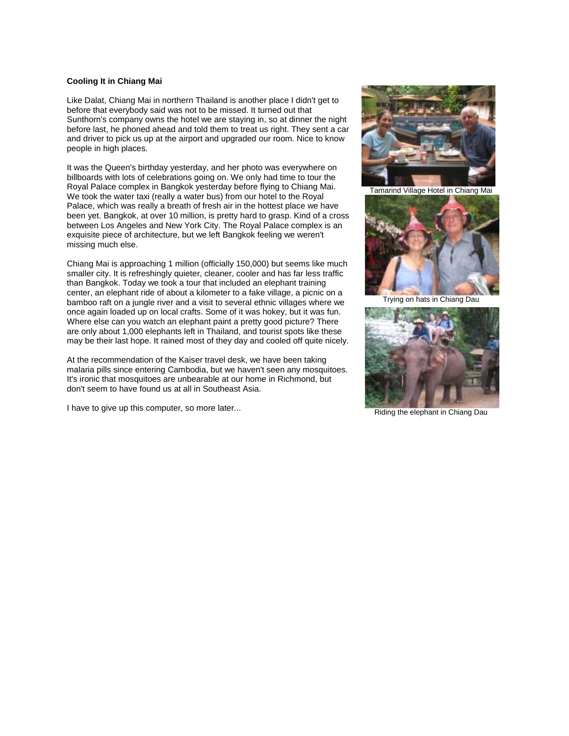**Cooling It in Chiang Mai**

Like Dalat, Chiang Mai in northern Thailand is another place I didn't get to before that everybody said was not to be missed. It turned out that Sunthorn's company owns the hotel we are staying in, so at dinner the night before last, he phoned ahead and told them to treat us right. They sent a car and driver to pick us up at the airport and upgraded our room. Nice to know people in high places.

It was the Queen's birthday yesterday, and her photo was everywhere on billboards with lots of celebrations going on. We only had time to tour the Royal Palace complex in Bangkok yesterday before flying to Chiang Mai. We took the water taxi (really a water bus) from our hotel to the Royal Palace, which was really a breath of fresh air in the hottest place we have been yet. Bangkok, at over 10 million, is pretty hard to grasp. Kind of a cross between Los Angeles and New York City. The Royal Palace complex is an exquisite piece of architecture, but we left Bangkok feeling we weren't missing much else.

Chiang Mai is approaching 1 million (officially 150,000) but seems like much smaller city. It is refreshingly quieter, cleaner, cooler and has far less traffic than Bangkok. Today we took a tour that included an elephant training center, an elephant ride of about a kilometer to a fake village, a picnic on a bamboo raft on a jungle river and a visit to several ethnic villages where we once again loaded up on local crafts. Some of it was hokey, but it was fun. Where else can you watch an elephant paint a pretty good picture? There are only about 1,000 elephants left in Thailand, and tourist spots like these may be their last hope. It rained most of they day and cooled off quite nicely.

At the recommendation of the Kaiser travel desk, we have been taking malaria pills since entering Cambodia, but we haven't seen any mosquitoes. It's ironic that mosquitoes are unbearable at our home in Richmond, but don't seem to have found us at all in Southeast Asia.

I have to give up this computer, so more later...

Tamarind Village Hotel in Chiang Mai

Trying on hats in Chiang Dau

Riding the elephant in Chiang Dau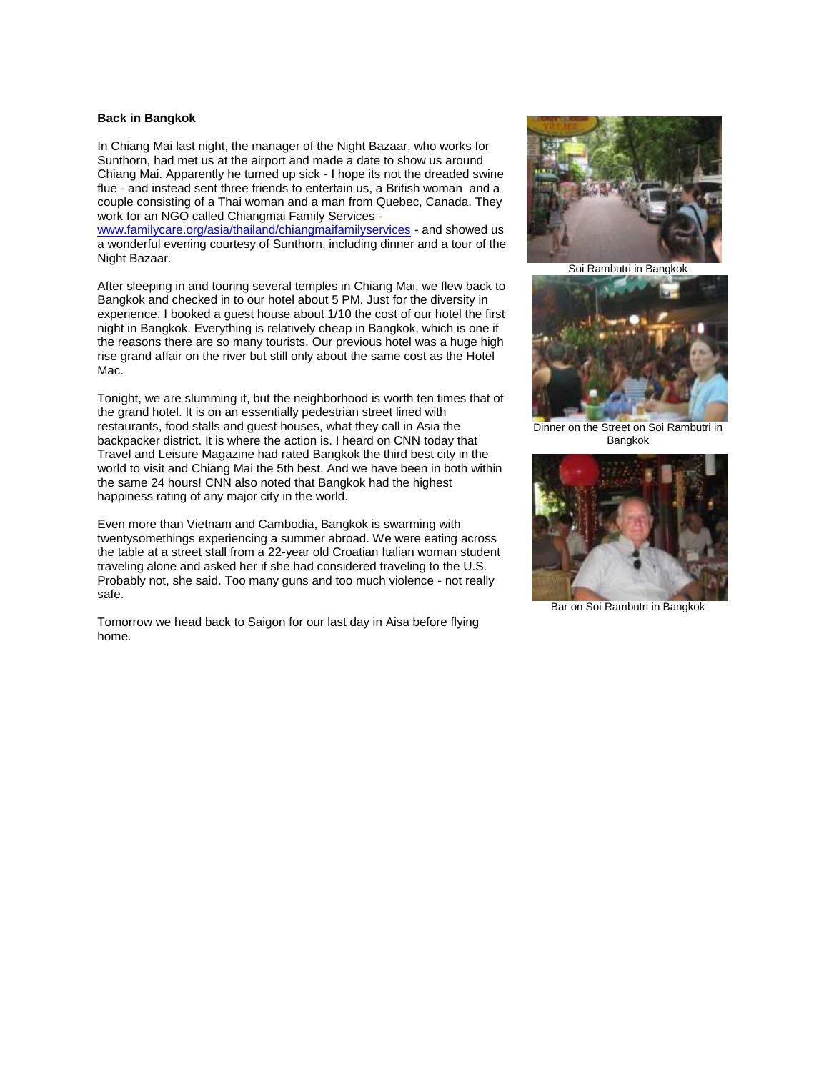**Back in Bangkok**

In Chiang Mai last night, the manager of the Night Bazaar, who works for Sunthorn, had met us at the airport and made a date to show us around Chiang Mai. Apparently he turned up sick - I hope its not the dreaded swine flue - and instead sent three friends to entertain us, a British woman and a couple consisting of a Thai woman and a man from Quebec, Canada. They work for an NGO called Chiangmai Family Services - www.familycare.org/asia/thailand/chiangmaifamilyservices - and showed us a wonderful evening courtesy of Sunthorn, including dinner and a tour of the Night Bazaar.

After sleeping in and touring several temples in Chiang Mai, we flew back to Bangkok and checked in to our hotel about 5 PM. Just for the diversity in experience, I booked a guest house about 1/10 the cost of our hotel the first night in Bangkok. Everything is relatively cheap in Bangkok, which is one if the reasons there are so many tourists. Our previous hotel was a huge high rise grand affair on the river but still only about the same cost as the Hotel Mac.

Tonight, we are slumming it, but the neighborhood is worth ten times that of the grand hotel. It is on an essentially pedestrian street lined with restaurants, food stalls and guest houses, what they call in Asia the backpacker district. It is where the action is. I heard on CNN today that Travel and Leisure Magazine had rated Bangkok the third best city in the world to visit and Chiang Mai the 5th best. And we have been in both within the same 24 hours! CNN also noted that Bangkok had the highest happiness rating of any major city in the world.

Even more than Vietnam and Cambodia, Bangkok is swarming with twentysomethings experiencing a summer abroad. We were eating across the table at a street stall from a 22-year old Croatian Italian woman student traveling alone and asked her if she had considered traveling to the U.S. Probably not, she said. Too many guns and too much violence - not really safe.

Tomorrow we head back to Saigon for our last day in Aisa before flying home.

Soi Rambutri in Bangkok

Dinner on the Street on Soi Rambutri in Bangkok

Bar on Soi Rambutri in Bangkok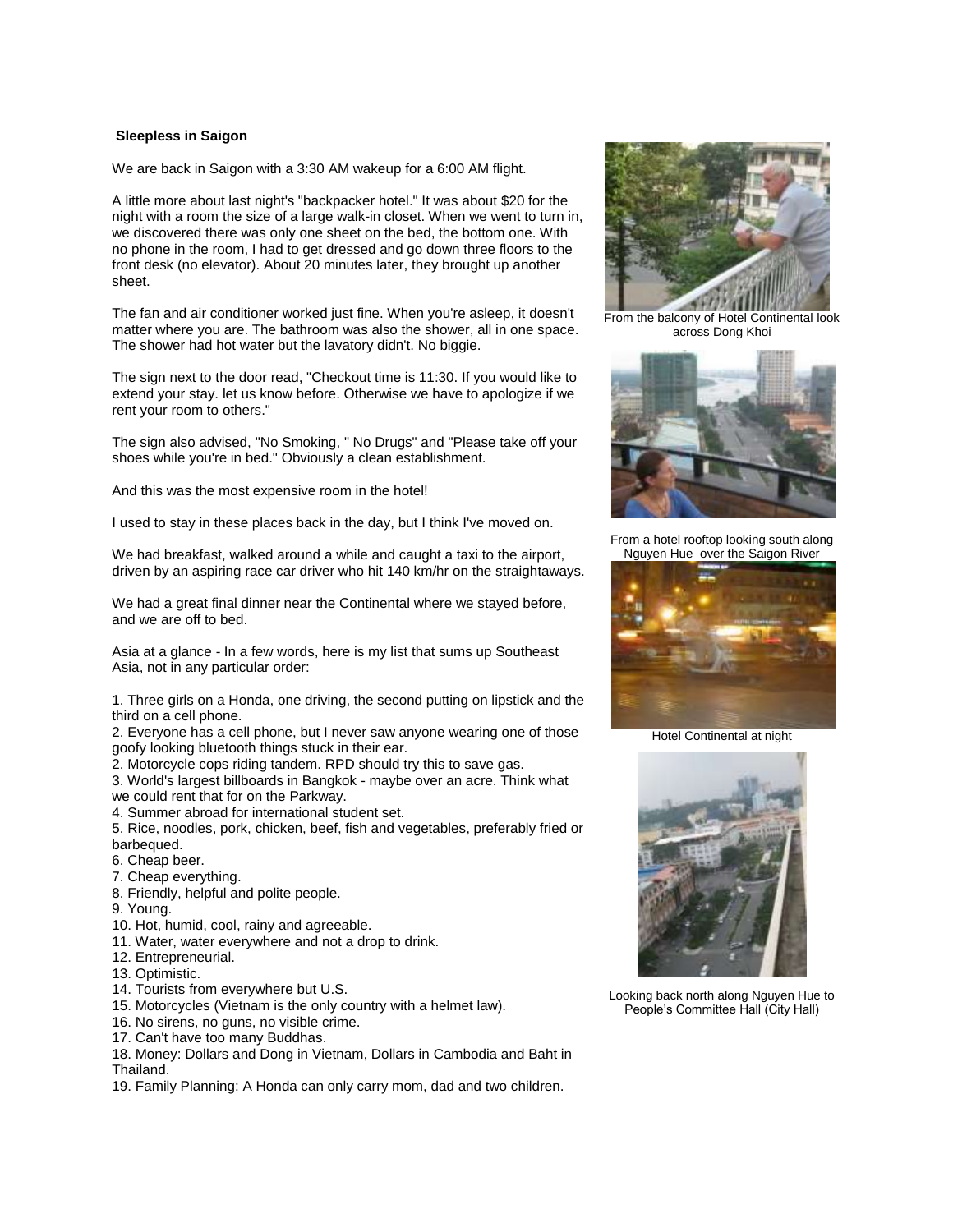**Sleepless in Saigon**

We are back in Saigon with a 3:30 AM wakeup for a 6:00 AM flight.

A little more about last night's "backpacker hotel." It was about $20 for the night with a room the size of a large walk-in closet. When we went to turn in, we discovered there was only one sheet on the bed, the bottom one. With no phone in the room, I had to get dressed and go down three floors to the front desk (no elevator). About 20 minutes later, they brought up another sheet.

The fan and air conditioner worked just fine. When you're asleep, it doesn't matter where you are. The bathroom was also the shower, all in one space. The shower had hot water but the lavatory didn't. No biggie.

The sign next to the door read, "Checkout time is 11:30. If you would like to extend your stay. let us know before. Otherwise we have to apologize if we rent your room to others."

The sign also advised, "No Smoking, " No Drugs" and "Please take off your shoes while you're in bed." Obviously a clean establishment.

And this was the most expensive room in the hotel!

I used to stay in these places back in the day, but I think I've moved on.

We had breakfast, walked around a while and caught a taxi to the airport, driven by an aspiring race car driver who hit 140 km/hr on the straightaways.

We had a great final dinner near the Continental where we stayed before, and we are off to bed.

Asia at a glance - In a few words, here is my list that sums up Southeast Asia, not in any particular order:

1. Three girls on a Honda, one driving, the second putting on lipstick and the third on a cell phone.
2. Everyone has a cell phone, but I never saw anyone wearing one of those goofy looking bluetooth things stuck in their ear.
2. Motorcycle cops riding tandem. RPD should try this to save gas.
3. World's largest billboards in Bangkok - maybe over an acre. Think what we could rent that for on the Parkway.
4. Summer abroad for international student set.
5. Rice, noodles, pork, chicken, beef, fish and vegetables, preferably fried or barbequed.
6. Cheap beer.
7. Cheap everything.
8. Friendly, helpful and polite people.
9. Young.
10. Hot, humid, cool, rainy and agreeable.
11. Water, water everywhere and not a drop to drink.
12. Entrepreneurial.
13. Optimistic.
14. Tourists from everywhere but U.S.
15. Motorcycles (Vietnam is the only country with a helmet law).
16. No sirens, no guns, no visible crime.
17. Can't have too many Buddhas.
18. Money: Dollars and Dong in Vietnam, Dollars in Cambodia and Baht in Thailand.
19. Family Planning: A Honda can only carry mom, dad and two children.

From the balcony of Hotel Continental look across Dong Khoi

From a hotel rooftop looking south along Nguyen Hue over the Saigon River

Hotel Continental at night

Looking back north along Nguyen Hue to People's Committee Hall (City Hall)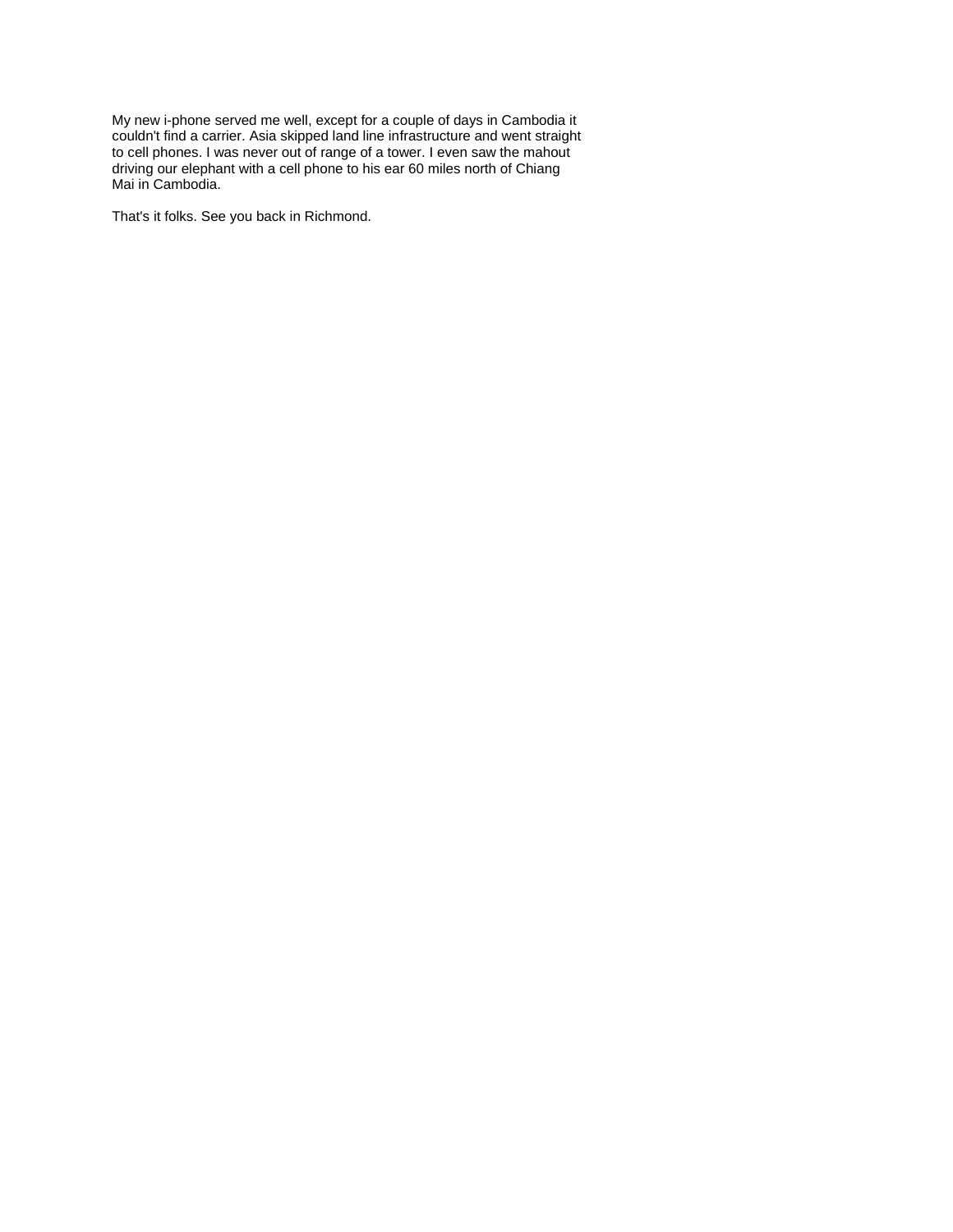My new i-phone served me well, except for a couple of days in Cambodia it couldn't find a carrier. Asia skipped land line infrastructure and went straight to cell phones. I was never out of range of a tower. I even saw the mahout driving our elephant with a cell phone to his ear 60 miles north of Chiang Mai in Cambodia.

That's it folks. See you back in Richmond.